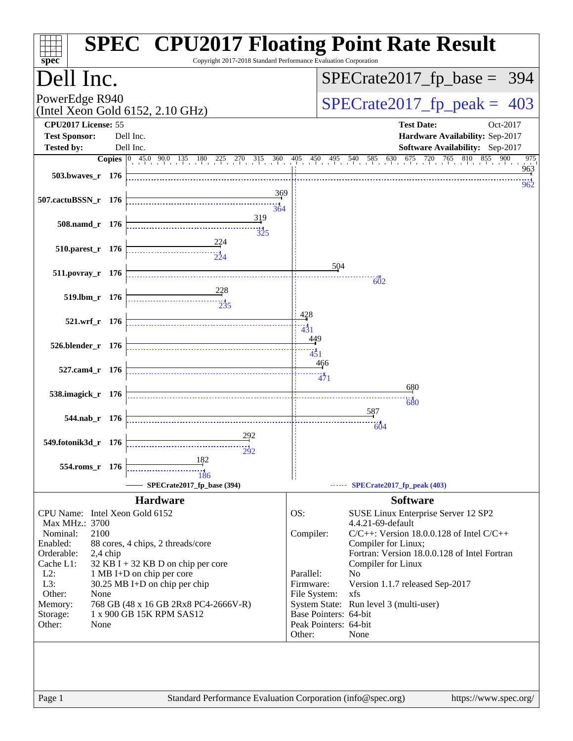# SPEC CPU2017 Floating Point Rate Result

Copyright 2017-2018 Standard Performance Evaluation Corporation

## Dell Inc.

PowerEdge R940
(Intel Xeon Gold 6152, 2.10 GHz)

SPECrate2017_fp_base = 394

SPECrate2017_fp_peak = 403

| | | | |
|---|---|---|---|
| **CPU2017 License:** | 55 | **Test Date:** | Oct-2017 |
| **Test Sponsor:** | Dell Inc. | **Hardware Availability:** | Sep-2017 |
| **Tested by:** | Dell Inc. | **Software Availability:** | Sep-2017 |

| Benchmark | Copies | Base | Peak |
|---|---|---|---|
| 503.bwaves_r | 176 | 963 | 962 |
| 507.cactuBSSN_r | 176 | 369 | 364 |
| 508.namd_r | 176 | 319 | 325 |
| 510.parest_r | 176 | 224 | 224 |
| 511.povray_r | 176 | 504 | 602 |
| 519.lbm_r | 176 | 228 | 235 |
| 521.wrf_r | 176 | 428 | 431 |
| 526.blender_r | 176 | 449 | 451 |
| 527.cam4_r | 176 | 466 | 471 |
| 538.imagick_r | 176 | 680 | 680 |
| 544.nab_r | 176 | 587 | 604 |
| 549.fotonik3d_r | 176 | 292 | 292 |
| 554.roms_r | 176 | 182 | 186 |

SPECrate2017_fp_base (394) — SPECrate2017_fp_peak (403)

### Hardware

| | |
|---|---|
| CPU Name: | Intel Xeon Gold 6152 |
| Max MHz.: | 3700 |
| Nominal: | 2100 |
| Enabled: | 88 cores, 4 chips, 2 threads/core |
| Orderable: | 2,4 chip |
| Cache L1: | 32 KB I + 32 KB D on chip per core |
| L2: | 1 MB I+D on chip per core |
| L3: | 30.25 MB I+D on chip per chip |
| Other: | None |
| Memory: | 768 GB (48 x 16 GB 2Rx8 PC4-2666V-R) |
| Storage: | 1 x 900 GB 15K RPM SAS12 |
| Other: | None |

### Software

| | |
|---|---|
| OS: | SUSE Linux Enterprise Server 12 SP2 4.4.21-69-default |
| Compiler: | C/C++: Version 18.0.0.128 of Intel C/C++ Compiler for Linux; Fortran: Version 18.0.0.128 of Intel Fortran Compiler for Linux |
| Parallel: | No |
| Firmware: | Version 1.1.7 released Sep-2017 |
| File System: | xfs |
| System State: | Run level 3 (multi-user) |
| Base Pointers: | 64-bit |
| Peak Pointers: | 64-bit |
| Other: | None |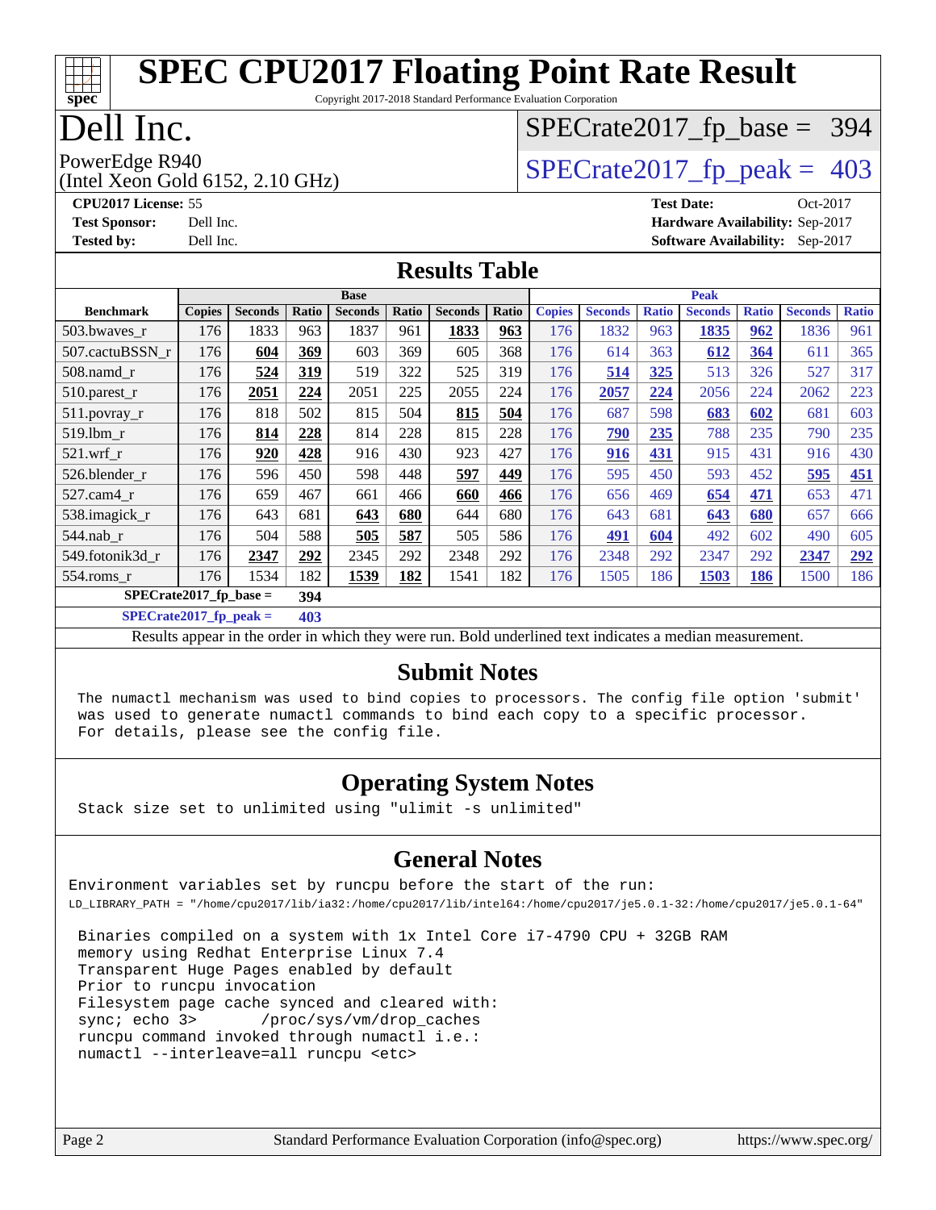# SPEC CPU2017 Floating Point Rate Result

Copyright 2017-2018 Standard Performance Evaluation Corporation

# Dell Inc.

PowerEdge R940
(Intel Xeon Gold 6152, 2.10 GHz)

SPECrate2017_fp_base = 394

SPECrate2017_fp_peak = 403

**CPU2017 License:** 55
**Test Sponsor:** Dell Inc.
**Tested by:** Dell Inc.

**Test Date:** Oct-2017
**Hardware Availability:** Sep-2017
**Software Availability:** Sep-2017

## Results Table

| | Base | | | | | | | Peak | | | | | | |
|---|---|---|---|---|---|---|---|---|---|---|---|---|---|---|
| **Benchmark** | **Copies** | **Seconds** | **Ratio** | **Seconds** | **Ratio** | **Seconds** | **Ratio** | **Copies** | **Seconds** | **Ratio** | **Seconds** | **Ratio** | **Seconds** | **Ratio** |
| 503.bwaves_r | 176 | 1833 | 963 | 1837 | 961 | **1833** | **963** | 176 | 1832 | 963 | **1835** | **962** | 1836 | 961 |
| 507.cactuBSSN_r | 176 | **604** | **369** | 603 | 369 | 605 | 368 | 176 | 614 | 363 | **612** | **364** | 611 | 365 |
| 508.namd_r | 176 | **524** | **319** | 519 | 322 | 525 | 319 | 176 | **514** | **325** | 513 | 326 | 527 | 317 |
| 510.parest_r | 176 | **2051** | **224** | 2051 | 225 | 2055 | 224 | 176 | **2057** | **224** | 2056 | 224 | 2062 | 223 |
| 511.povray_r | 176 | 818 | 502 | 815 | 504 | **815** | **504** | 176 | 687 | 598 | **683** | **602** | 681 | 603 |
| 519.lbm_r | 176 | **814** | **228** | 814 | 228 | 815 | 228 | 176 | **790** | **235** | 788 | 235 | 790 | 235 |
| 521.wrf_r | 176 | **920** | **428** | 916 | 430 | 923 | 427 | 176 | **916** | **431** | 915 | 431 | 916 | 430 |
| 526.blender_r | 176 | 596 | 450 | 598 | 448 | **597** | **449** | 176 | 595 | 450 | 593 | 452 | **595** | **451** |
| 527.cam4_r | 176 | 659 | 467 | 661 | 466 | **660** | **466** | 176 | 656 | 469 | **654** | **471** | 653 | 471 |
| 538.imagick_r | 176 | 643 | 681 | **643** | **680** | 644 | 680 | 176 | 643 | 681 | **643** | **680** | 657 | 666 |
| 544.nab_r | 176 | 504 | 588 | **505** | **587** | 505 | 586 | 176 | **491** | **604** | 492 | 602 | 490 | 605 |
| 549.fotonik3d_r | 176 | **2347** | **292** | 2345 | 292 | 2348 | 292 | 176 | 2348 | 292 | 2347 | 292 | **2347** | **292** |
| 554.roms_r | 176 | 1534 | 182 | **1539** | **182** | 1541 | 182 | 176 | 1505 | 186 | **1503** | **186** | 1500 | 186 |

**SPECrate2017_fp_base = 394**

**SPECrate2017_fp_peak = 403**

Results appear in the order in which they were run. Bold underlined text indicates a median measurement.

## Submit Notes

```
The numactl mechanism was used to bind copies to processors. The config file option 'submit'
was used to generate numactl commands to bind each copy to a specific processor.
For details, please see the config file.
```

## Operating System Notes

```
Stack size set to unlimited using "ulimit -s unlimited"
```

## General Notes

```
Environment variables set by runcpu before the start of the run:
LD_LIBRARY_PATH = "/home/cpu2017/lib/ia32:/home/cpu2017/lib/intel64:/home/cpu2017/je5.0.1-32:/home/cpu2017/je5.0.1-64"

 Binaries compiled on a system with 1x Intel Core i7-4790 CPU + 32GB RAM
 memory using Redhat Enterprise Linux 7.4
 Transparent Huge Pages enabled by default
 Prior to runcpu invocation
 Filesystem page cache synced and cleared with:
 sync; echo 3>       /proc/sys/vm/drop_caches
 runcpu command invoked through numactl i.e.:
 numactl --interleave=all runcpu <etc>
```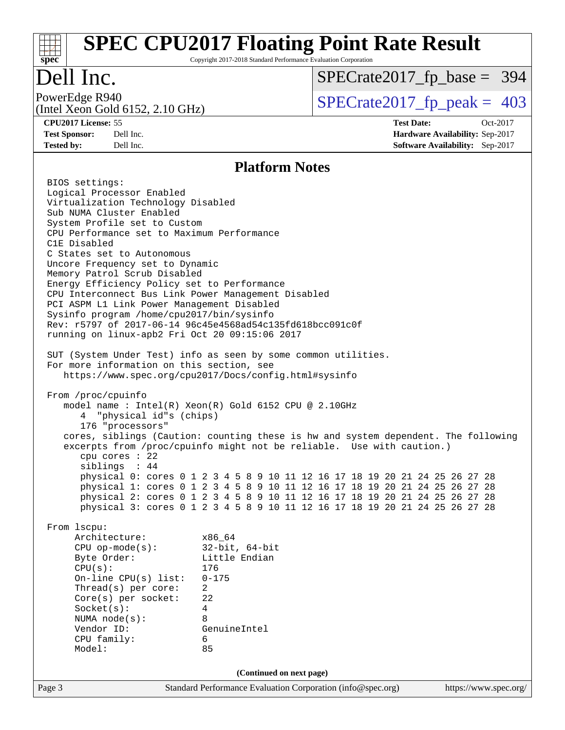# SPEC CPU2017 Floating Point Rate Result

Copyright 2017-2018 Standard Performance Evaluation Corporation

## Dell Inc.

PowerEdge R940
(Intel Xeon Gold 6152, 2.10 GHz)

SPECrate2017_fp_base = 394

SPECrate2017_fp_peak = 403

**CPU2017 License:** 55
**Test Sponsor:** Dell Inc.
**Tested by:** Dell Inc.

**Test Date:** Oct-2017
**Hardware Availability:** Sep-2017
**Software Availability:** Sep-2017

## Platform Notes

```
BIOS settings:
Logical Processor Enabled
Virtualization Technology Disabled
Sub NUMA Cluster Enabled
System Profile set to Custom
CPU Performance set to Maximum Performance
C1E Disabled
C States set to Autonomous
Uncore Frequency set to Dynamic
Memory Patrol Scrub Disabled
Energy Efficiency Policy set to Performance
CPU Interconnect Bus Link Power Management Disabled
PCI ASPM L1 Link Power Management Disabled
Sysinfo program /home/cpu2017/bin/sysinfo
Rev: r5797 of 2017-06-14 96c45e4568ad54c135fd618bcc091c0f
running on linux-apb2 Fri Oct 20 09:15:06 2017

SUT (System Under Test) info as seen by some common utilities.
For more information on this section, see
   https://www.spec.org/cpu2017/Docs/config.html#sysinfo

From /proc/cpuinfo
   model name : Intel(R) Xeon(R) Gold 6152 CPU @ 2.10GHz
      4  "physical id"s (chips)
      176 "processors"
   cores, siblings (Caution: counting these is hw and system dependent. The following
   excerpts from /proc/cpuinfo might not be reliable.  Use with caution.)
      cpu cores : 22
      siblings  : 44
      physical 0: cores 0 1 2 3 4 5 8 9 10 11 12 16 17 18 19 20 21 24 25 26 27 28
      physical 1: cores 0 1 2 3 4 5 8 9 10 11 12 16 17 18 19 20 21 24 25 26 27 28
      physical 2: cores 0 1 2 3 4 5 8 9 10 11 12 16 17 18 19 20 21 24 25 26 27 28
      physical 3: cores 0 1 2 3 4 5 8 9 10 11 12 16 17 18 19 20 21 24 25 26 27 28

From lscpu:
     Architecture:          x86_64
     CPU op-mode(s):        32-bit, 64-bit
     Byte Order:            Little Endian
     CPU(s):                176
     On-line CPU(s) list:   0-175
     Thread(s) per core:    2
     Core(s) per socket:    22
     Socket(s):             4
     NUMA node(s):          8
     Vendor ID:             GenuineIntel
     CPU family:            6
     Model:                 85
```

(Continued on next page)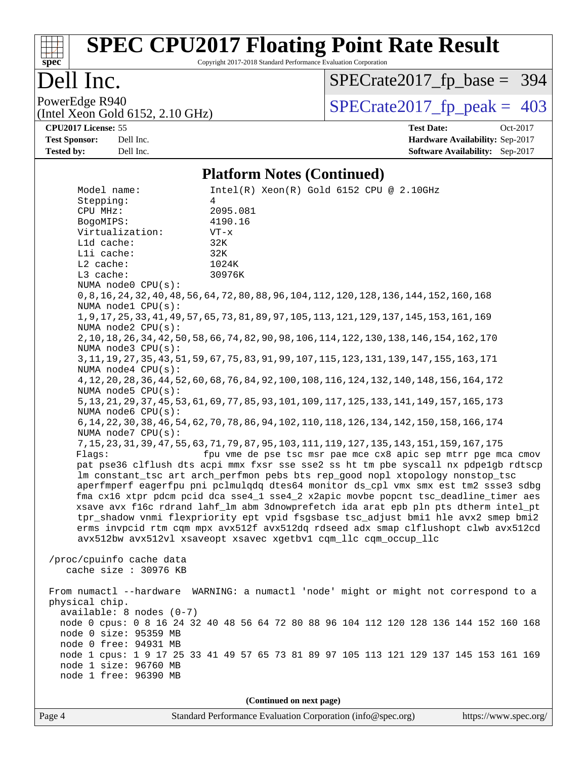# SPEC CPU2017 Floating Point Rate Result

Copyright 2017-2018 Standard Performance Evaluation Corporation

## Dell Inc.

PowerEdge R940
(Intel Xeon Gold 6152, 2.10 GHz)

SPECrate2017_fp_base = 394

SPECrate2017_fp_peak = 403

**CPU2017 License:** 55
**Test Sponsor:** Dell Inc.
**Tested by:** Dell Inc.

**Test Date:** Oct-2017
**Hardware Availability:** Sep-2017
**Software Availability:** Sep-2017

### Platform Notes (Continued)

```
     Model name:            Intel(R) Xeon(R) Gold 6152 CPU @ 2.10GHz
     Stepping:              4
     CPU MHz:               2095.081
     BogoMIPS:              4190.16
     Virtualization:        VT-x
     L1d cache:             32K
     L1i cache:             32K
     L2 cache:              1024K
     L3 cache:              30976K
     NUMA node0 CPU(s):
     0,8,16,24,32,40,48,56,64,72,80,88,96,104,112,120,128,136,144,152,160,168
     NUMA node1 CPU(s):
     1,9,17,25,33,41,49,57,65,73,81,89,97,105,113,121,129,137,145,153,161,169
     NUMA node2 CPU(s):
     2,10,18,26,34,42,50,58,66,74,82,90,98,106,114,122,130,138,146,154,162,170
     NUMA node3 CPU(s):
     3,11,19,27,35,43,51,59,67,75,83,91,99,107,115,123,131,139,147,155,163,171
     NUMA node4 CPU(s):
     4,12,20,28,36,44,52,60,68,76,84,92,100,108,116,124,132,140,148,156,164,172
     NUMA node5 CPU(s):
     5,13,21,29,37,45,53,61,69,77,85,93,101,109,117,125,133,141,149,157,165,173
     NUMA node6 CPU(s):
     6,14,22,30,38,46,54,62,70,78,86,94,102,110,118,126,134,142,150,158,166,174
     NUMA node7 CPU(s):
     7,15,23,31,39,47,55,63,71,79,87,95,103,111,119,127,135,143,151,159,167,175
     Flags:                 fpu vme de pse tsc msr pae mce cx8 apic sep mtrr pge mca cmov
     pat pse36 clflush dts acpi mmx fxsr sse sse2 ss ht tm pbe syscall nx pdpe1gb rdtscp
     lm constant_tsc art arch_perfmon pebs bts rep_good nopl xtopology nonstop_tsc
     aperfmperf eagerfpu pni pclmulqdq dtes64 monitor ds_cpl vmx smx est tm2 ssse3 sdbg
     fma cx16 xtpr pdcm pcid dca sse4_1 sse4_2 x2apic movbe popcnt tsc_deadline_timer aes
     xsave avx f16c rdrand lahf_lm abm 3dnowprefetch ida arat epb pln pts dtherm intel_pt
     tpr_shadow vnmi flexpriority ept vpid fsgsbase tsc_adjust bmi1 hle avx2 smep bmi2
     erms invpcid rtm cqm mpx avx512f avx512dq rdseed adx smap clflushopt clwb avx512cd
     avx512bw avx512vl xsaveopt xsavec xgetbv1 cqm_llc cqm_occup_llc

 /proc/cpuinfo cache data
    cache size : 30976 KB

 From numactl --hardware  WARNING: a numactl 'node' might or might not correspond to a
 physical chip.
   available: 8 nodes (0-7)
   node 0 cpus: 0 8 16 24 32 40 48 56 64 72 80 88 96 104 112 120 128 136 144 152 160 168
   node 0 size: 95359 MB
   node 0 free: 94931 MB
   node 1 cpus: 1 9 17 25 33 41 49 57 65 73 81 89 97 105 113 121 129 137 145 153 161 169
   node 1 size: 96760 MB
   node 1 free: 96390 MB
```

(Continued on next page)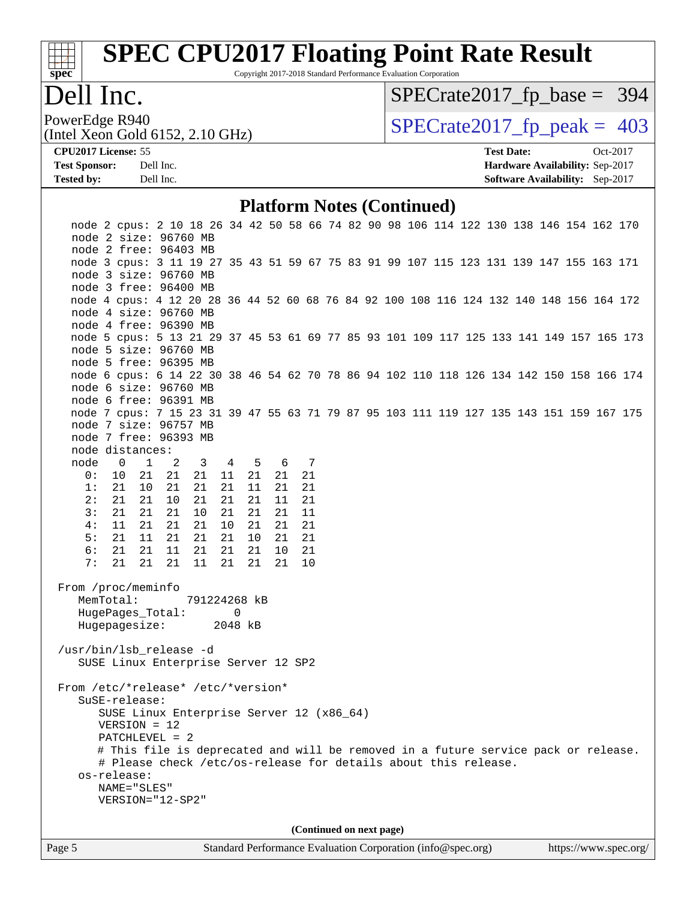# SPEC CPU2017 Floating Point Rate Result

Copyright 2017-2018 Standard Performance Evaluation Corporation

# Dell Inc.

PowerEdge R940
(Intel Xeon Gold 6152, 2.10 GHz)

SPECrate2017_fp_base = 394

SPECrate2017_fp_peak = 403

**CPU2017 License:** 55
**Test Sponsor:** Dell Inc.
**Tested by:** Dell Inc.

**Test Date:** Oct-2017
**Hardware Availability:** Sep-2017
**Software Availability:** Sep-2017

## Platform Notes (Continued)

```
   node 2 cpus: 2 10 18 26 34 42 50 58 66 74 82 90 98 106 114 122 130 138 146 154 162 170
   node 2 size: 96760 MB
   node 2 free: 96403 MB
   node 3 cpus: 3 11 19 27 35 43 51 59 67 75 83 91 99 107 115 123 131 139 147 155 163 171
   node 3 size: 96760 MB
   node 3 free: 96400 MB
   node 4 cpus: 4 12 20 28 36 44 52 60 68 76 84 92 100 108 116 124 132 140 148 156 164 172
   node 4 size: 96760 MB
   node 4 free: 96390 MB
   node 5 cpus: 5 13 21 29 37 45 53 61 69 77 85 93 101 109 117 125 133 141 149 157 165 173
   node 5 size: 96760 MB
   node 5 free: 96395 MB
   node 6 cpus: 6 14 22 30 38 46 54 62 70 78 86 94 102 110 118 126 134 142 150 158 166 174
   node 6 size: 96760 MB
   node 6 free: 96391 MB
   node 7 cpus: 7 15 23 31 39 47 55 63 71 79 87 95 103 111 119 127 135 143 151 159 167 175
   node 7 size: 96757 MB
   node 7 free: 96393 MB
   node distances:
   node   0   1   2   3   4   5   6   7
     0:  10  21  21  21  11  21  21  21
     1:  21  10  21  21  21  11  21  21
     2:  21  21  10  21  21  21  11  21
     3:  21  21  21  10  21  21  21  11
     4:  11  21  21  21  10  21  21  21
     5:  21  11  21  21  21  10  21  21
     6:  21  21  11  21  21  21  10  21
     7:  21  21  21  11  21  21  21  10

 From /proc/meminfo
    MemTotal:       791224268 kB
    HugePages_Total:       0
    Hugepagesize:       2048 kB

 /usr/bin/lsb_release -d
    SUSE Linux Enterprise Server 12 SP2

 From /etc/*release* /etc/*version*
    SuSE-release:
       SUSE Linux Enterprise Server 12 (x86_64)
       VERSION = 12
       PATCHLEVEL = 2
       # This file is deprecated and will be removed in a future service pack or release.
       # Please check /etc/os-release for details about this release.
    os-release:
       NAME="SLES"
       VERSION="12-SP2"
```

(Continued on next page)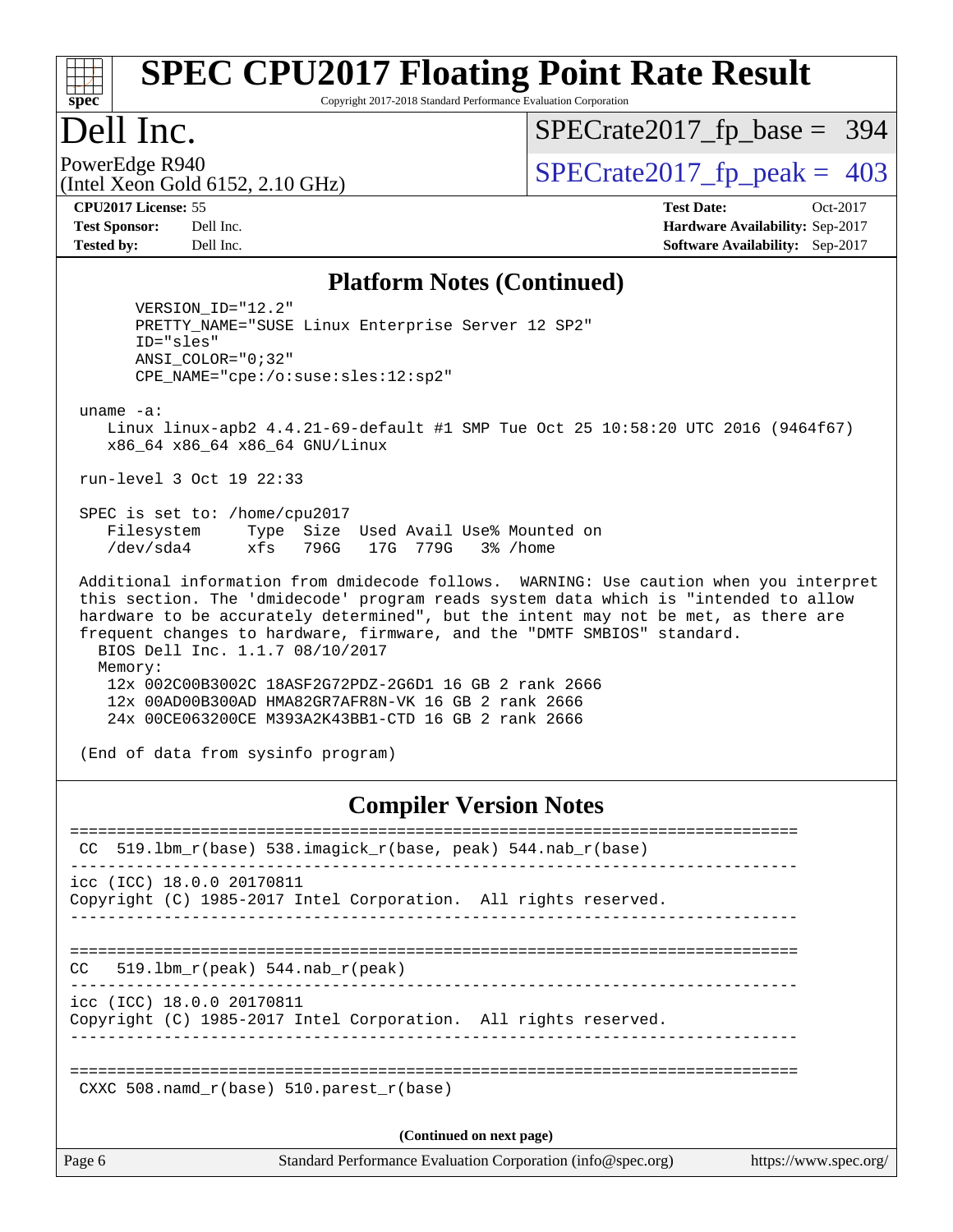## Platform Notes (Continued)

```
       VERSION_ID="12.2"
       PRETTY_NAME="SUSE Linux Enterprise Server 12 SP2"
       ID="sles"
       ANSI_COLOR="0;32"
       CPE_NAME="cpe:/o:suse:sles:12:sp2"

 uname -a:
    Linux linux-apb2 4.4.21-69-default #1 SMP Tue Oct 25 10:58:20 UTC 2016 (9464f67)
    x86_64 x86_64 x86_64 GNU/Linux

 run-level 3 Oct 19 22:33

 SPEC is set to: /home/cpu2017
    Filesystem     Type  Size  Used Avail Use% Mounted on
    /dev/sda4      xfs   796G   17G  779G   3% /home

 Additional information from dmidecode follows.  WARNING: Use caution when you interpret
 this section. The 'dmidecode' program reads system data which is "intended to allow
 hardware to be accurately determined", but the intent may not be met, as there are
 frequent changes to hardware, firmware, and the "DMTF SMBIOS" standard.
   BIOS Dell Inc. 1.1.7 08/10/2017
   Memory:
    12x 002C00B3002C 18ASF2G72PDZ-2G6D1 16 GB 2 rank 2666
    12x 00AD00B300AD HMA82GR7AFR8N-VK 16 GB 2 rank 2666
    24x 00CE063200CE M393A2K43BB1-CTD 16 GB 2 rank 2666

 (End of data from sysinfo program)
```

## Compiler Version Notes

```
==============================================================================
 CC  519.lbm_r(base) 538.imagick_r(base, peak) 544.nab_r(base)
------------------------------------------------------------------------------
icc (ICC) 18.0.0 20170811
Copyright (C) 1985-2017 Intel Corporation.  All rights reserved.
------------------------------------------------------------------------------

==============================================================================
CC   519.lbm_r(peak) 544.nab_r(peak)
------------------------------------------------------------------------------
icc (ICC) 18.0.0 20170811
Copyright (C) 1985-2017 Intel Corporation.  All rights reserved.
------------------------------------------------------------------------------

==============================================================================
 CXXC 508.namd_r(base) 510.parest_r(base)
```

(Continued on next page)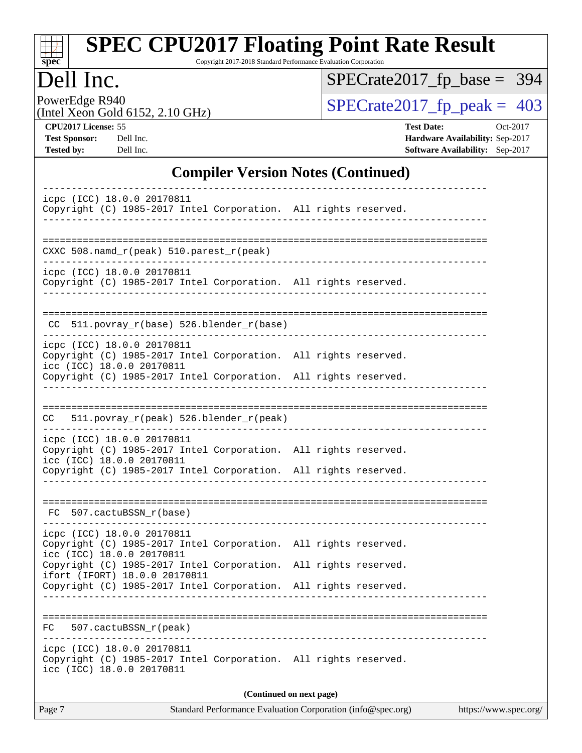# SPEC CPU2017 Floating Point Rate Result

Copyright 2017-2018 Standard Performance Evaluation Corporation

## Dell Inc.

PowerEdge R940
(Intel Xeon Gold 6152, 2.10 GHz)

SPECrate2017_fp_base = 394

SPECrate2017_fp_peak = 403

**CPU2017 License:** 55
**Test Sponsor:** Dell Inc.
**Tested by:** Dell Inc.

**Test Date:** Oct-2017
**Hardware Availability:** Sep-2017
**Software Availability:** Sep-2017

## Compiler Version Notes (Continued)

```
------------------------------------------------------------------------------
icpc (ICC) 18.0.0 20170811
Copyright (C) 1985-2017 Intel Corporation.  All rights reserved.
------------------------------------------------------------------------------

==============================================================================
CXXC 508.namd_r(peak) 510.parest_r(peak)
------------------------------------------------------------------------------
icpc (ICC) 18.0.0 20170811
Copyright (C) 1985-2017 Intel Corporation.  All rights reserved.
------------------------------------------------------------------------------

==============================================================================
 CC  511.povray_r(base) 526.blender_r(base)
------------------------------------------------------------------------------
icpc (ICC) 18.0.0 20170811
Copyright (C) 1985-2017 Intel Corporation.  All rights reserved.
icc (ICC) 18.0.0 20170811
Copyright (C) 1985-2017 Intel Corporation.  All rights reserved.
------------------------------------------------------------------------------

==============================================================================
CC   511.povray_r(peak) 526.blender_r(peak)
------------------------------------------------------------------------------
icpc (ICC) 18.0.0 20170811
Copyright (C) 1985-2017 Intel Corporation.  All rights reserved.
icc (ICC) 18.0.0 20170811
Copyright (C) 1985-2017 Intel Corporation.  All rights reserved.
------------------------------------------------------------------------------

==============================================================================
 FC  507.cactuBSSN_r(base)
------------------------------------------------------------------------------
icpc (ICC) 18.0.0 20170811
Copyright (C) 1985-2017 Intel Corporation.  All rights reserved.
icc (ICC) 18.0.0 20170811
Copyright (C) 1985-2017 Intel Corporation.  All rights reserved.
ifort (IFORT) 18.0.0 20170811
Copyright (C) 1985-2017 Intel Corporation.  All rights reserved.
------------------------------------------------------------------------------

==============================================================================
FC   507.cactuBSSN_r(peak)
------------------------------------------------------------------------------
icpc (ICC) 18.0.0 20170811
Copyright (C) 1985-2017 Intel Corporation.  All rights reserved.
icc (ICC) 18.0.0 20170811
```

**(Continued on next page)**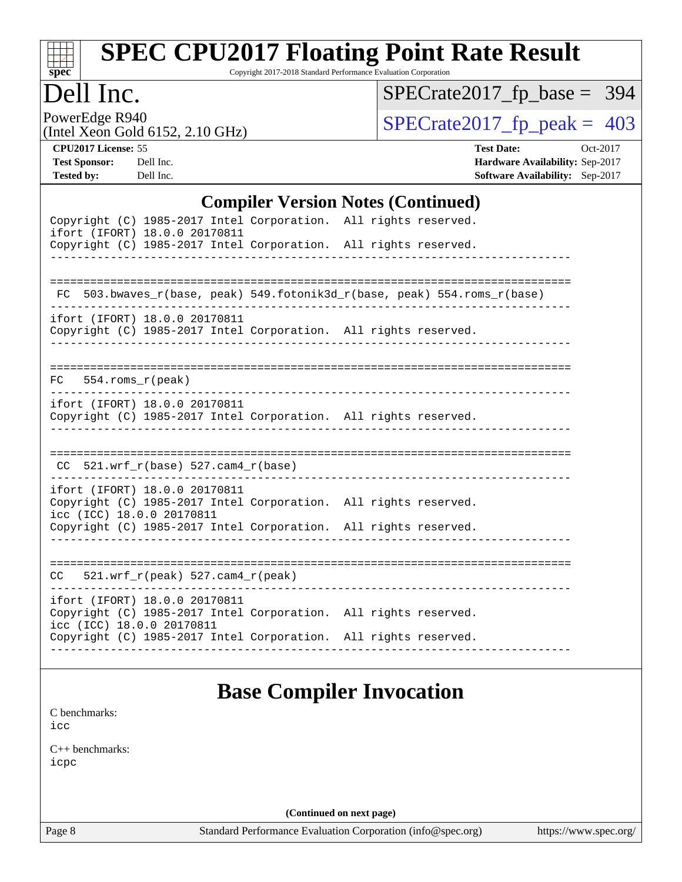## Compiler Version Notes (Continued)

```
Copyright (C) 1985-2017 Intel Corporation.  All rights reserved.
ifort (IFORT) 18.0.0 20170811
Copyright (C) 1985-2017 Intel Corporation.  All rights reserved.
------------------------------------------------------------------------------

==============================================================================
 FC  503.bwaves_r(base, peak) 549.fotonik3d_r(base, peak) 554.roms_r(base)
------------------------------------------------------------------------------
ifort (IFORT) 18.0.0 20170811
Copyright (C) 1985-2017 Intel Corporation.  All rights reserved.
------------------------------------------------------------------------------

==============================================================================
FC   554.roms_r(peak)
------------------------------------------------------------------------------
ifort (IFORT) 18.0.0 20170811
Copyright (C) 1985-2017 Intel Corporation.  All rights reserved.
------------------------------------------------------------------------------

==============================================================================
 CC  521.wrf_r(base) 527.cam4_r(base)
------------------------------------------------------------------------------
ifort (IFORT) 18.0.0 20170811
Copyright (C) 1985-2017 Intel Corporation.  All rights reserved.
icc (ICC) 18.0.0 20170811
Copyright (C) 1985-2017 Intel Corporation.  All rights reserved.
------------------------------------------------------------------------------

==============================================================================
CC   521.wrf_r(peak) 527.cam4_r(peak)
------------------------------------------------------------------------------
ifort (IFORT) 18.0.0 20170811
Copyright (C) 1985-2017 Intel Corporation.  All rights reserved.
icc (ICC) 18.0.0 20170811
Copyright (C) 1985-2017 Intel Corporation.  All rights reserved.
------------------------------------------------------------------------------
```

## Base Compiler Invocation

C benchmarks:
icc

C++ benchmarks:
icpc

(Continued on next page)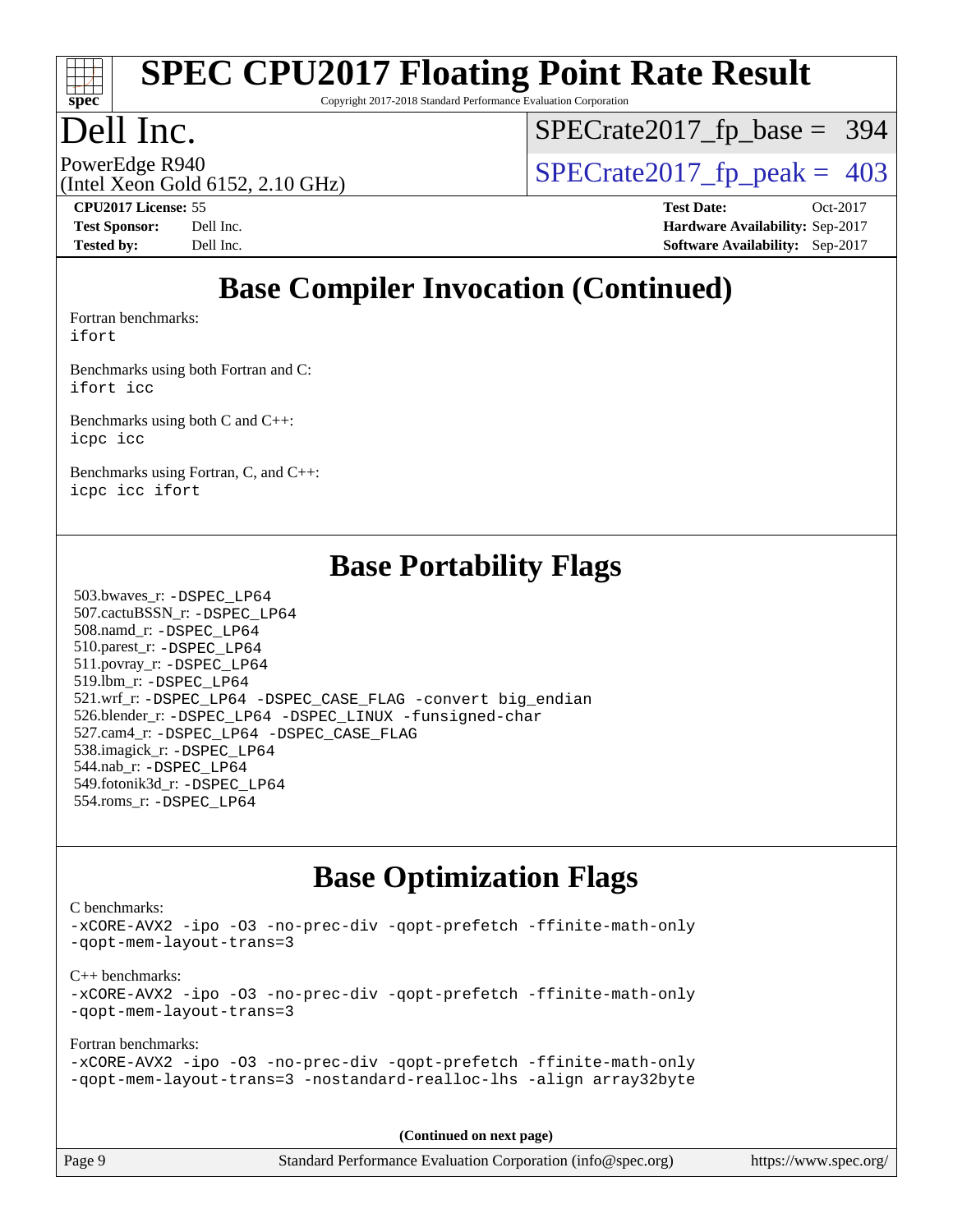## Base Compiler Invocation (Continued)

Fortran benchmarks:
ifort

Benchmarks using both Fortran and C:
ifort icc

Benchmarks using both C and C++:
icpc icc

Benchmarks using Fortran, C, and C++:
icpc icc ifort

## Base Portability Flags

503.bwaves_r: -DSPEC_LP64
507.cactuBSSN_r: -DSPEC_LP64
508.namd_r: -DSPEC_LP64
510.parest_r: -DSPEC_LP64
511.povray_r: -DSPEC_LP64
519.lbm_r: -DSPEC_LP64
521.wrf_r: -DSPEC_LP64 -DSPEC_CASE_FLAG -convert big_endian
526.blender_r: -DSPEC_LP64 -DSPEC_LINUX -funsigned-char
527.cam4_r: -DSPEC_LP64 -DSPEC_CASE_FLAG
538.imagick_r: -DSPEC_LP64
544.nab_r: -DSPEC_LP64
549.fotonik3d_r: -DSPEC_LP64
554.roms_r: -DSPEC_LP64

## Base Optimization Flags

C benchmarks:
-xCORE-AVX2 -ipo -O3 -no-prec-div -qopt-prefetch -ffinite-math-only
-qopt-mem-layout-trans=3

C++ benchmarks:
-xCORE-AVX2 -ipo -O3 -no-prec-div -qopt-prefetch -ffinite-math-only
-qopt-mem-layout-trans=3

Fortran benchmarks:
-xCORE-AVX2 -ipo -O3 -no-prec-div -qopt-prefetch -ffinite-math-only
-qopt-mem-layout-trans=3 -nostandard-realloc-lhs -align array32byte

**(Continued on next page)**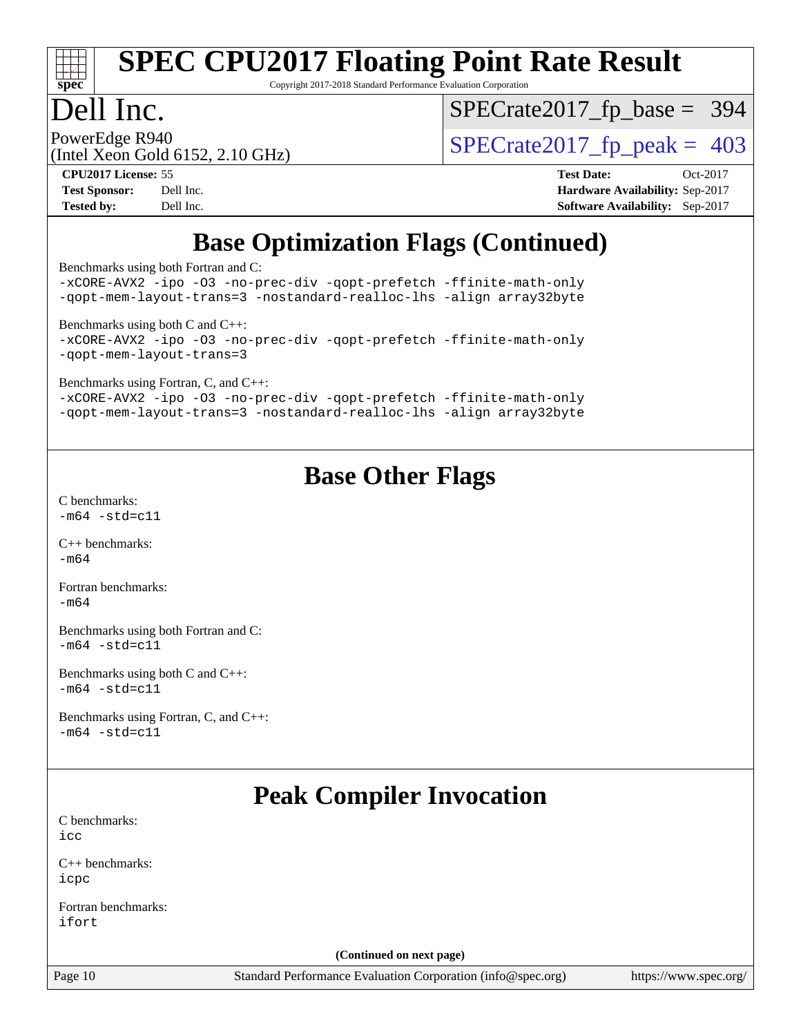# SPEC CPU2017 Floating Point Rate Result

Copyright 2017-2018 Standard Performance Evaluation Corporation

**Dell Inc.**

PowerEdge R940
(Intel Xeon Gold 6152, 2.10 GHz)

SPECrate2017_fp_base = 394

SPECrate2017_fp_peak = 403

| | | | |
|---|---|---|---|
| **CPU2017 License:** | 55 | **Test Date:** | Oct-2017 |
| **Test Sponsor:** | Dell Inc. | **Hardware Availability:** | Sep-2017 |
| **Tested by:** | Dell Inc. | **Software Availability:** | Sep-2017 |

## Base Optimization Flags (Continued)

Benchmarks using both Fortran and C:
```
-xCORE-AVX2 -ipo -O3 -no-prec-div -qopt-prefetch -ffinite-math-only
-qopt-mem-layout-trans=3 -nostandard-realloc-lhs -align array32byte
```

Benchmarks using both C and C++:
```
-xCORE-AVX2 -ipo -O3 -no-prec-div -qopt-prefetch -ffinite-math-only
-qopt-mem-layout-trans=3
```

Benchmarks using Fortran, C, and C++:
```
-xCORE-AVX2 -ipo -O3 -no-prec-div -qopt-prefetch -ffinite-math-only
-qopt-mem-layout-trans=3 -nostandard-realloc-lhs -align array32byte
```

## Base Other Flags

C benchmarks:
```
-m64 -std=c11
```

C++ benchmarks:
```
-m64
```

Fortran benchmarks:
```
-m64
```

Benchmarks using both Fortran and C:
```
-m64 -std=c11
```

Benchmarks using both C and C++:
```
-m64 -std=c11
```

Benchmarks using Fortran, C, and C++:
```
-m64 -std=c11
```

## Peak Compiler Invocation

C benchmarks:
```
icc
```

C++ benchmarks:
```
icpc
```

Fortran benchmarks:
```
ifort
```

(Continued on next page)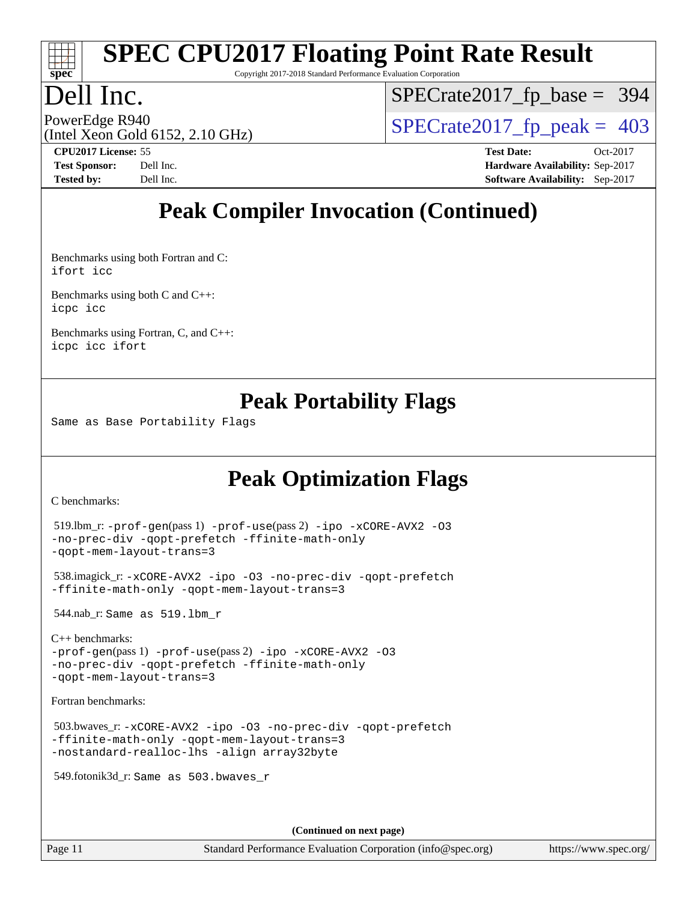# SPEC CPU2017 Floating Point Rate Result

Copyright 2017-2018 Standard Performance Evaluation Corporation

## Dell Inc.

PowerEdge R940
(Intel Xeon Gold 6152, 2.10 GHz)

SPECrate2017_fp_base = 394

SPECrate2017_fp_peak = 403

**CPU2017 License:** 55
**Test Sponsor:** Dell Inc.
**Tested by:** Dell Inc.

**Test Date:** Oct-2017
**Hardware Availability:** Sep-2017
**Software Availability:** Sep-2017

## Peak Compiler Invocation (Continued)

Benchmarks using both Fortran and C:
`ifort icc`

Benchmarks using both C and C++:
`icpc icc`

Benchmarks using Fortran, C, and C++:
`icpc icc ifort`

## Peak Portability Flags

Same as Base Portability Flags

## Peak Optimization Flags

C benchmarks:

519.lbm_r: `-prof-gen`(pass 1) `-prof-use`(pass 2) `-ipo -xCORE-AVX2 -O3 -no-prec-div -qopt-prefetch -ffinite-math-only -qopt-mem-layout-trans=3`

538.imagick_r: `-xCORE-AVX2 -ipo -O3 -no-prec-div -qopt-prefetch -ffinite-math-only -qopt-mem-layout-trans=3`

544.nab_r: Same as 519.lbm_r

C++ benchmarks:
`-prof-gen`(pass 1) `-prof-use`(pass 2) `-ipo -xCORE-AVX2 -O3 -no-prec-div -qopt-prefetch -ffinite-math-only -qopt-mem-layout-trans=3`

Fortran benchmarks:

503.bwaves_r: `-xCORE-AVX2 -ipo -O3 -no-prec-div -qopt-prefetch -ffinite-math-only -qopt-mem-layout-trans=3 -nostandard-realloc-lhs -align array32byte`

549.fotonik3d_r: Same as 503.bwaves_r

(Continued on next page)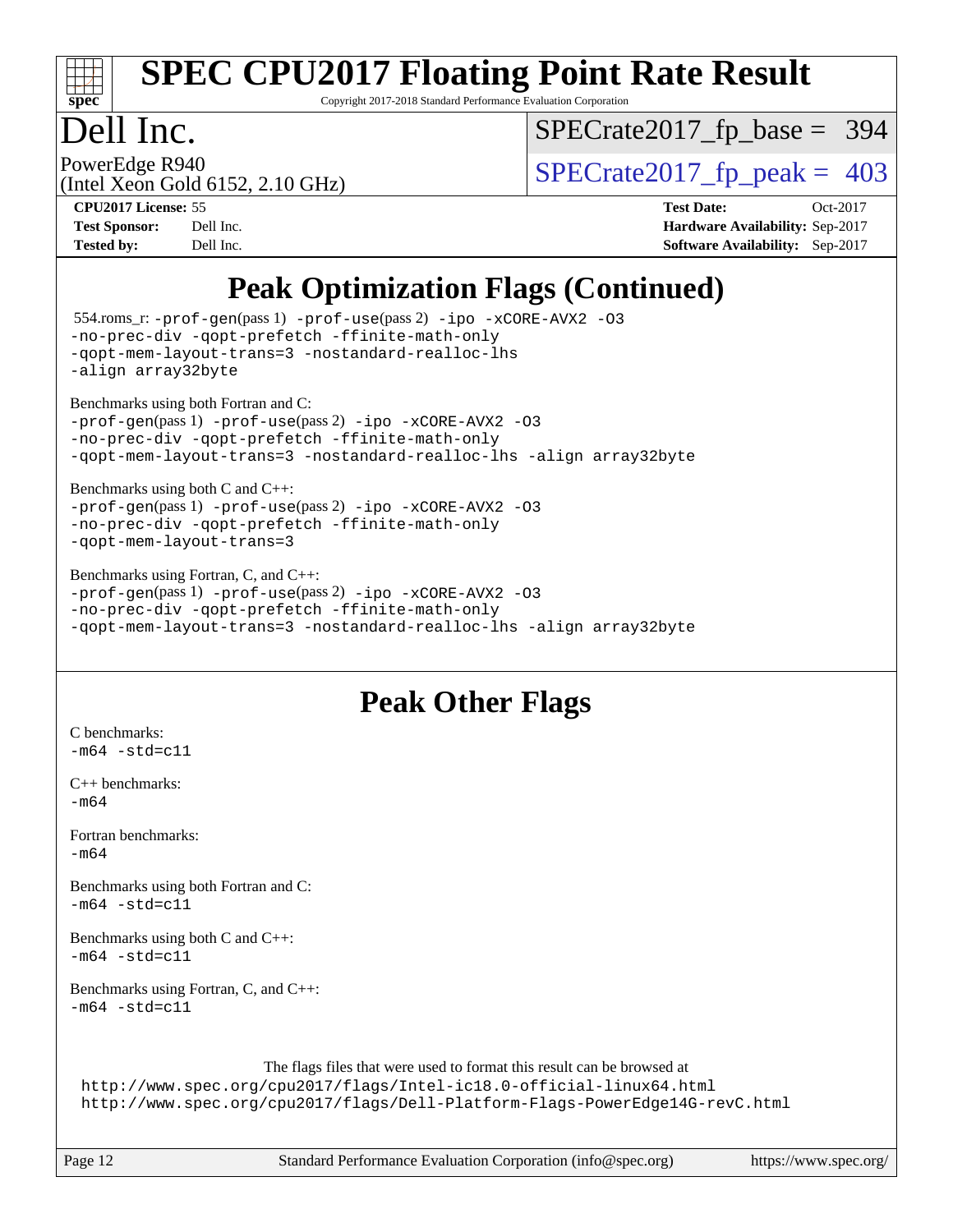## Peak Optimization Flags (Continued)

554.roms_r: `-prof-gen(pass 1) -prof-use(pass 2) -ipo -xCORE-AVX2 -O3 -no-prec-div -qopt-prefetch -ffinite-math-only -qopt-mem-layout-trans=3 -nostandard-realloc-lhs -align array32byte`

Benchmarks using both Fortran and C:
`-prof-gen(pass 1) -prof-use(pass 2) -ipo -xCORE-AVX2 -O3 -no-prec-div -qopt-prefetch -ffinite-math-only -qopt-mem-layout-trans=3 -nostandard-realloc-lhs -align array32byte`

Benchmarks using both C and C++:
`-prof-gen(pass 1) -prof-use(pass 2) -ipo -xCORE-AVX2 -O3 -no-prec-div -qopt-prefetch -ffinite-math-only -qopt-mem-layout-trans=3`

Benchmarks using Fortran, C, and C++:
`-prof-gen(pass 1) -prof-use(pass 2) -ipo -xCORE-AVX2 -O3 -no-prec-div -qopt-prefetch -ffinite-math-only -qopt-mem-layout-trans=3 -nostandard-realloc-lhs -align array32byte`

## Peak Other Flags

C benchmarks:
`-m64 -std=c11`

C++ benchmarks:
`-m64`

Fortran benchmarks:
`-m64`

Benchmarks using both Fortran and C:
`-m64 -std=c11`

Benchmarks using both C and C++:
`-m64 -std=c11`

Benchmarks using Fortran, C, and C++:
`-m64 -std=c11`

The flags files that were used to format this result can be browsed at
http://www.spec.org/cpu2017/flags/Intel-ic18.0-official-linux64.html
http://www.spec.org/cpu2017/flags/Dell-Platform-Flags-PowerEdge14G-revC.html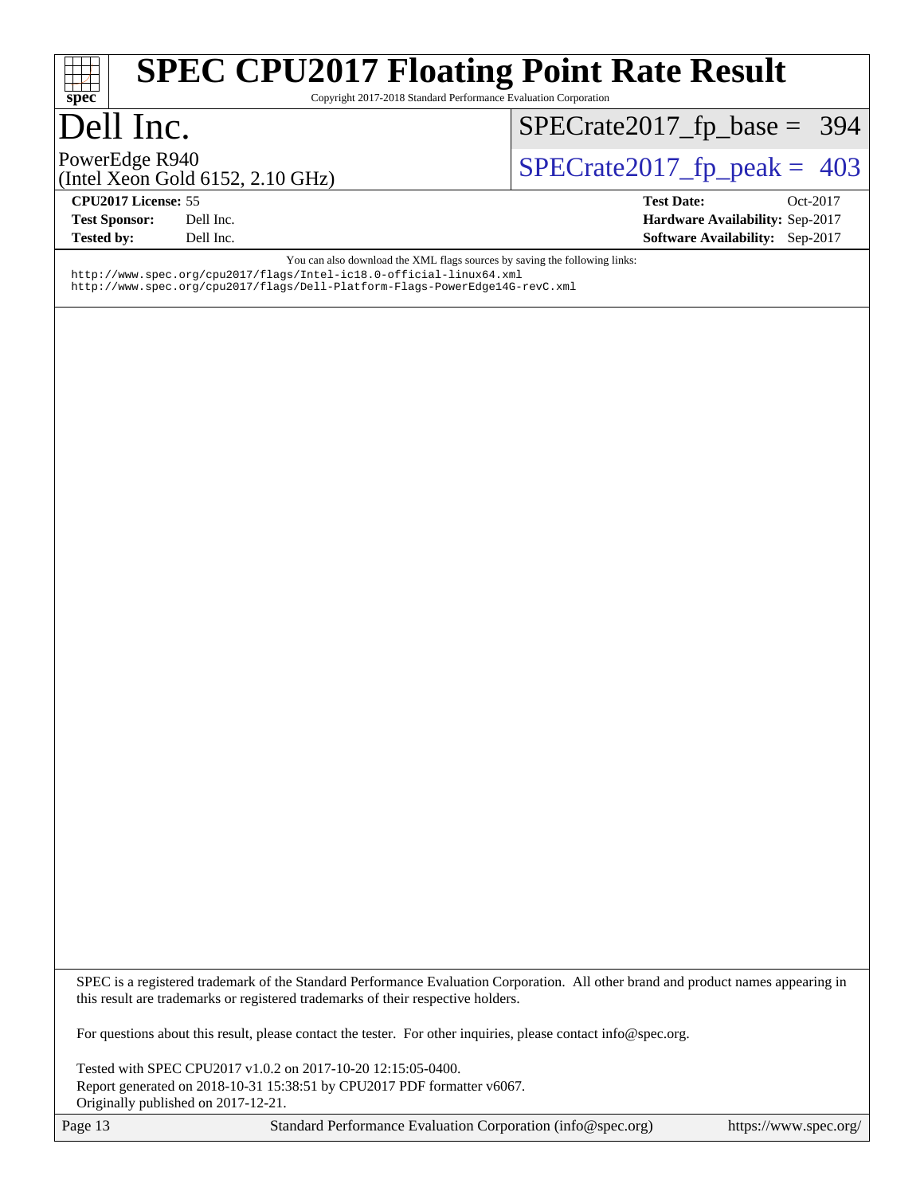# SPEC CPU2017 Floating Point Rate Result

Copyright 2017-2018 Standard Performance Evaluation Corporation

# Dell Inc.

PowerEdge R940
(Intel Xeon Gold 6152, 2.10 GHz)

SPECrate2017_fp_base = 394

SPECrate2017_fp_peak = 403

**CPU2017 License:** 55
**Test Sponsor:** Dell Inc.
**Tested by:** Dell Inc.

**Test Date:** Oct-2017
**Hardware Availability:** Sep-2017
**Software Availability:** Sep-2017

You can also download the XML flags sources by saving the following links:

http://www.spec.org/cpu2017/flags/Intel-ic18.0-official-linux64.xml
http://www.spec.org/cpu2017/flags/Dell-Platform-Flags-PowerEdge14G-revC.xml

SPEC is a registered trademark of the Standard Performance Evaluation Corporation. All other brand and product names appearing in this result are trademarks or registered trademarks of their respective holders.

For questions about this result, please contact the tester. For other inquiries, please contact info@spec.org.

Tested with SPEC CPU2017 v1.0.2 on 2017-10-20 12:15:05-0400.
Report generated on 2018-10-31 15:38:51 by CPU2017 PDF formatter v6067.
Originally published on 2017-12-21.